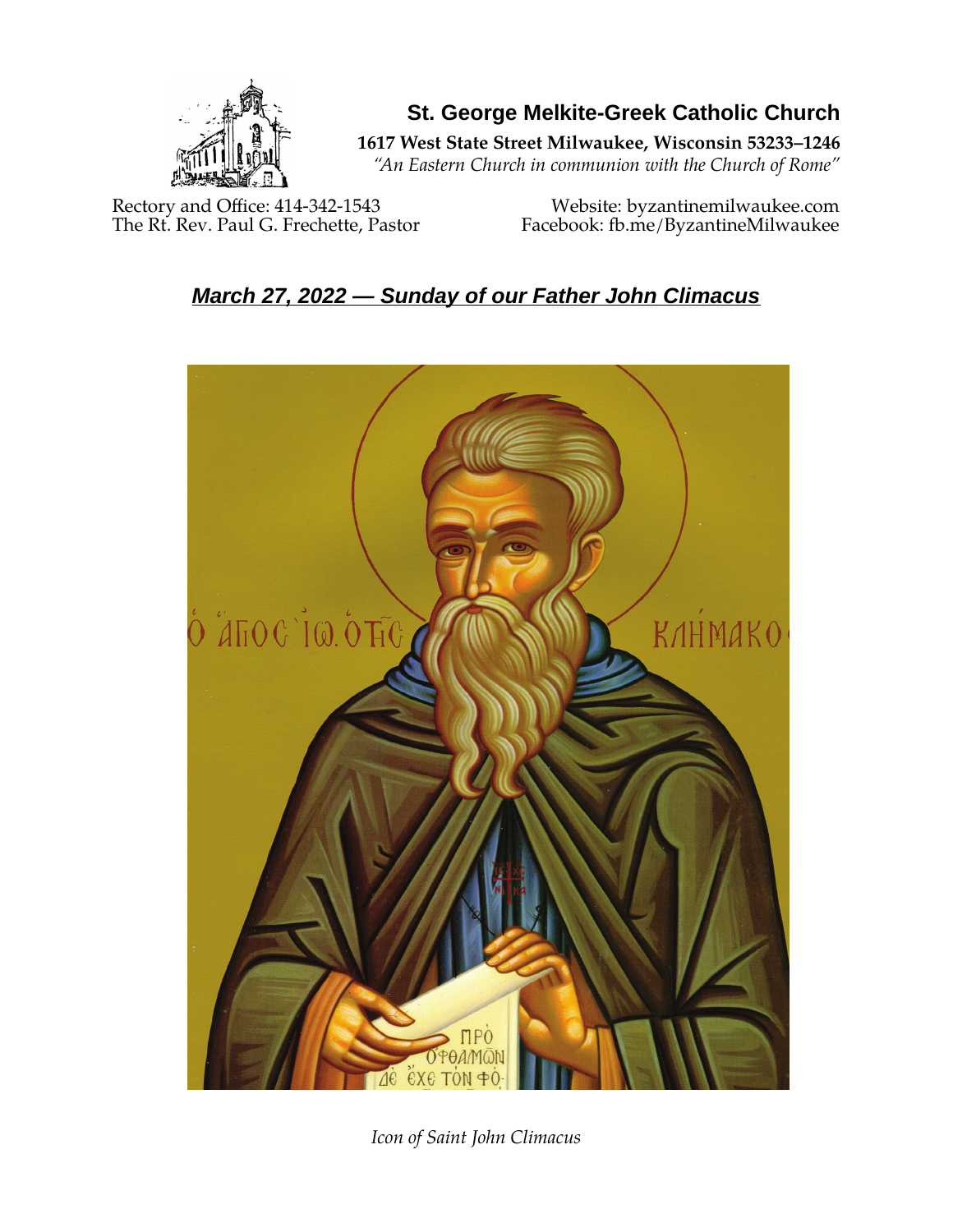# St. George Melkite-Greek Catholic Church

**1617 West State Street Milwaukee, Wisconsin 53233–1246**

*"An Eastern Church in communion with the Church of Rome"*

Rectory and Office: 414-342-1543
The Rt. Rev. Paul G. Frechette, Pastor

Website: byzantinemilwaukee.com
Facebook: fb.me/ByzantineMilwaukee

## *March 27, 2022 — Sunday of our Father John Climacus*

*Icon of Saint John Climacus*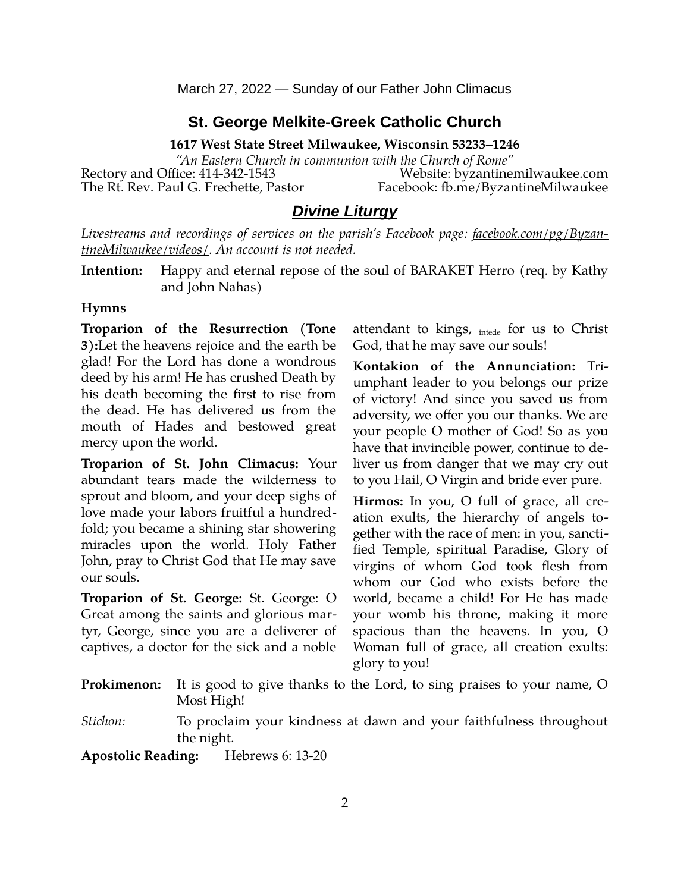March 27, 2022 — Sunday of our Father John Climacus

## St. George Melkite-Greek Catholic Church

**1617 West State Street Milwaukee, Wisconsin 53233–1246**

*"An Eastern Church in communion with the Church of Rome"*

Rectory and Office: 414-342-1543 — Website: byzantinemilwaukee.com

The Rt. Rev. Paul G. Frechette, Pastor — Facebook: fb.me/ByzantineMilwaukee

## ***Divine Liturgy***

*Livestreams and recordings of services on the parish's Facebook page: facebook.com/pg/ByzantineMilwaukee/videos/. An account is not needed.*

**Intention:** Happy and eternal repose of the soul of BARAKET Herro (req. by Kathy and John Nahas)

**Hymns**

**Troparion of the Resurrection (Tone 3):**Let the heavens rejoice and the earth be glad! For the Lord has done a wondrous deed by his arm! He has crushed Death by his death becoming the first to rise from the dead. He has delivered us from the mouth of Hades and bestowed great mercy upon the world.

**Troparion of St. John Climacus:** Your abundant tears made the wilderness to sprout and bloom, and your deep sighs of love made your labors fruitful a hundredfold; you became a shining star showering miracles upon the world. Holy Father John, pray to Christ God that He may save our souls.

**Troparion of St. George:** St. George: O Great among the saints and glorious martyr, George, since you are a deliverer of captives, a doctor for the sick and a noble attendant to kings, intede for us to Christ God, that he may save our souls!

**Kontakion of the Annunciation:** Triumphant leader to you belongs our prize of victory! And since you saved us from adversity, we offer you our thanks. We are your people O mother of God! So as you have that invincible power, continue to deliver us from danger that we may cry out to you Hail, O Virgin and bride ever pure.

**Hirmos:** In you, O full of grace, all creation exults, the hierarchy of angels together with the race of men: in you, sanctified Temple, spiritual Paradise, Glory of virgins of whom God took flesh from whom our God who exists before the world, became a child! For He has made your womb his throne, making it more spacious than the heavens. In you, O Woman full of grace, all creation exults: glory to you!

**Prokimenon:** It is good to give thanks to the Lord, to sing praises to your name, O Most High!

*Stichon:* To proclaim your kindness at dawn and your faithfulness throughout the night.

**Apostolic Reading:** Hebrews 6: 13-20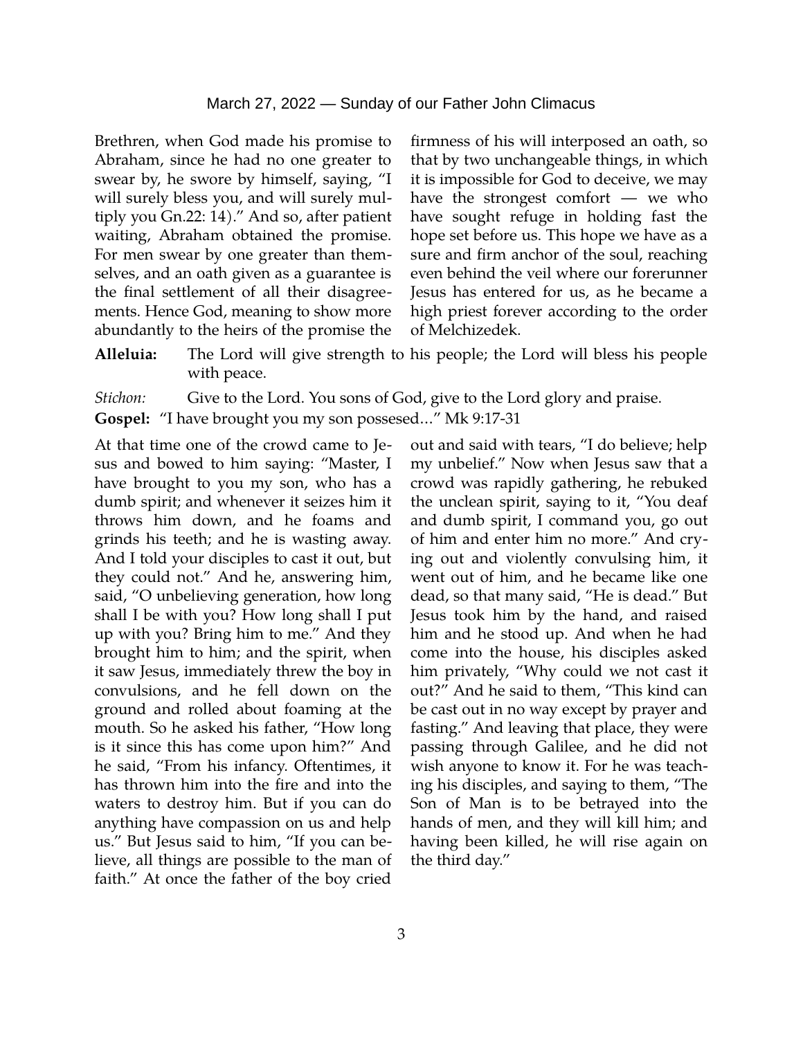Brethren, when God made his promise to Abraham, since he had no one greater to swear by, he swore by himself, saying, "I will surely bless you, and will surely multiply you Gn.22: 14)." And so, after patient waiting, Abraham obtained the promise. For men swear by one greater than themselves, and an oath given as a guarantee is the final settlement of all their disagreements. Hence God, meaning to show more abundantly to the heirs of the promise the firmness of his will interposed an oath, so that by two unchangeable things, in which it is impossible for God to deceive, we may have the strongest comfort — we who have sought refuge in holding fast the hope set before us. This hope we have as a sure and firm anchor of the soul, reaching even behind the veil where our forerunner Jesus has entered for us, as he became a high priest forever according to the order of Melchizedek.

**Alleluia:** The Lord will give strength to his people; the Lord will bless his people with peace.

*Stichon:* Give to the Lord. You sons of God, give to the Lord glory and praise.

**Gospel:** "I have brought you my son possessed..." Mk 9:17-31

At that time one of the crowd came to Jesus and bowed to him saying: "Master, I have brought to you my son, who has a dumb spirit; and whenever it seizes him it throws him down, and he foams and grinds his teeth; and he is wasting away. And I told your disciples to cast it out, but they could not." And he, answering him, said, "O unbelieving generation, how long shall I be with you? How long shall I put up with you? Bring him to me." And they brought him to him; and the spirit, when it saw Jesus, immediately threw the boy in convulsions, and he fell down on the ground and rolled about foaming at the mouth. So he asked his father, "How long is it since this has come upon him?" And he said, "From his infancy. Oftentimes, it has thrown him into the fire and into the waters to destroy him. But if you can do anything have compassion on us and help us." But Jesus said to him, "If you can believe, all things are possible to the man of faith." At once the father of the boy cried out and said with tears, "I do believe; help my unbelief." Now when Jesus saw that a crowd was rapidly gathering, he rebuked the unclean spirit, saying to it, "You deaf and dumb spirit, I command you, go out of him and enter him no more." And crying out and violently convulsing him, it went out of him, and he became like one dead, so that many said, "He is dead." But Jesus took him by the hand, and raised him and he stood up. And when he had come into the house, his disciples asked him privately, "Why could we not cast it out?" And he said to them, "This kind can be cast out in no way except by prayer and fasting." And leaving that place, they were passing through Galilee, and he did not wish anyone to know it. For he was teaching his disciples, and saying to them, "The Son of Man is to be betrayed into the hands of men, and they will kill him; and having been killed, he will rise again on the third day."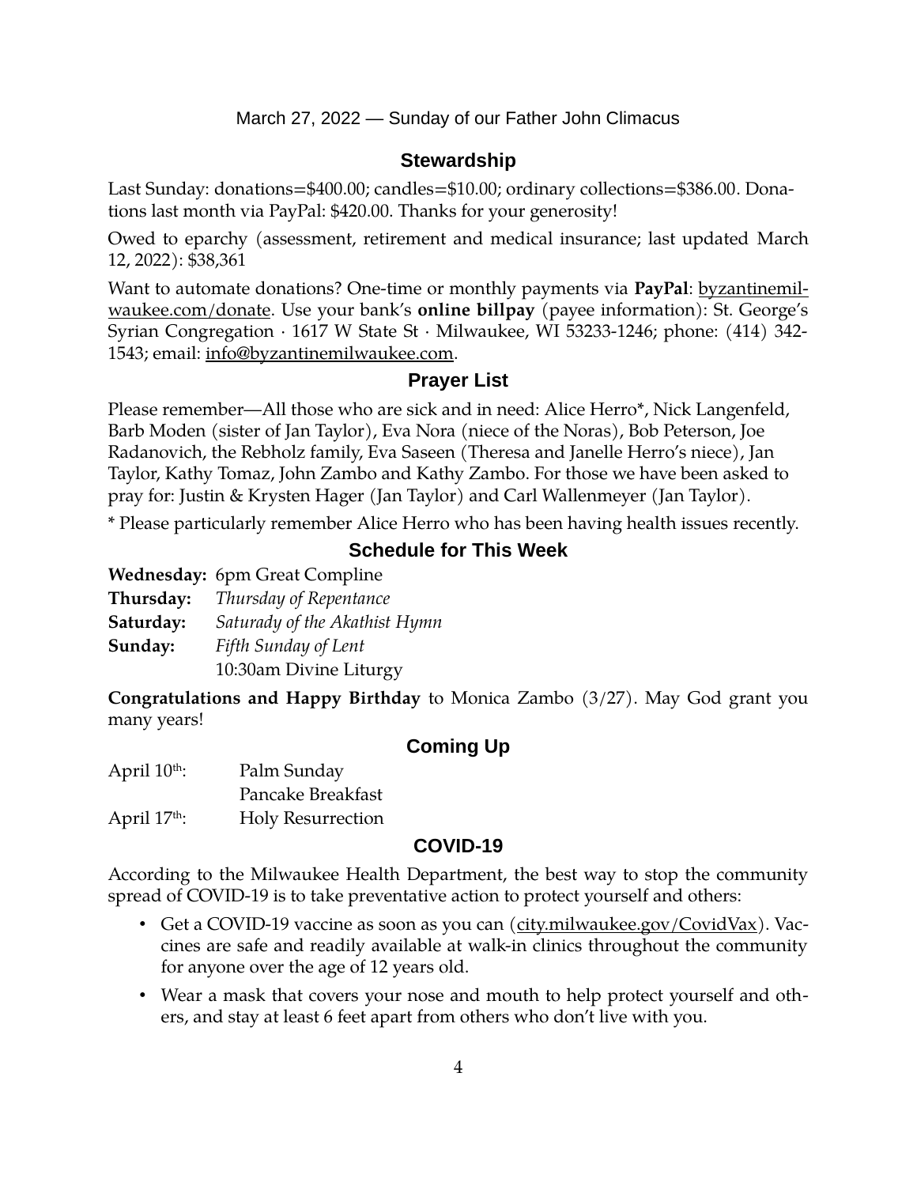March 27, 2022 — Sunday of our Father John Climacus

## Stewardship

Last Sunday: donations=$400.00; candles=$10.00; ordinary collections=$386.00. Donations last month via PayPal: $420.00. Thanks for your generosity!

Owed to eparchy (assessment, retirement and medical insurance; last updated March 12, 2022): $38,361

Want to automate donations? One-time or monthly payments via **PayPal**: byzantinemilwaukee.com/donate. Use your bank's **online billpay** (payee information): St. George's Syrian Congregation · 1617 W State St · Milwaukee, WI 53233-1246; phone: (414) 342-1543; email: info@byzantinemilwaukee.com.

## Prayer List

Please remember—All those who are sick and in need: Alice Herro*, Nick Langenfeld, Barb Moden (sister of Jan Taylor), Eva Nora (niece of the Noras), Bob Peterson, Joe Radanovich, the Rebholz family, Eva Saseen (Theresa and Janelle Herro's niece), Jan Taylor, Kathy Tomaz, John Zambo and Kathy Zambo. For those we have been asked to pray for: Justin & Krysten Hager (Jan Taylor) and Carl Wallenmeyer (Jan Taylor).

* Please particularly remember Alice Herro who has been having health issues recently.

## Schedule for This Week

**Wednesday:** 6pm Great Compline
**Thursday:** *Thursday of Repentance*
**Saturday:** *Saturady of the Akathist Hymn*
**Sunday:** *Fifth Sunday of Lent*
10:30am Divine Liturgy

**Congratulations and Happy Birthday** to Monica Zambo (3/27). May God grant you many years!

## Coming Up

April 10th: Palm Sunday
Pancake Breakfast
April 17th: Holy Resurrection

## COVID-19

According to the Milwaukee Health Department, the best way to stop the community spread of COVID-19 is to take preventative action to protect yourself and others:

- Get a COVID-19 vaccine as soon as you can (city.milwaukee.gov/CovidVax). Vaccines are safe and readily available at walk-in clinics throughout the community for anyone over the age of 12 years old.
- Wear a mask that covers your nose and mouth to help protect yourself and others, and stay at least 6 feet apart from others who don't live with you.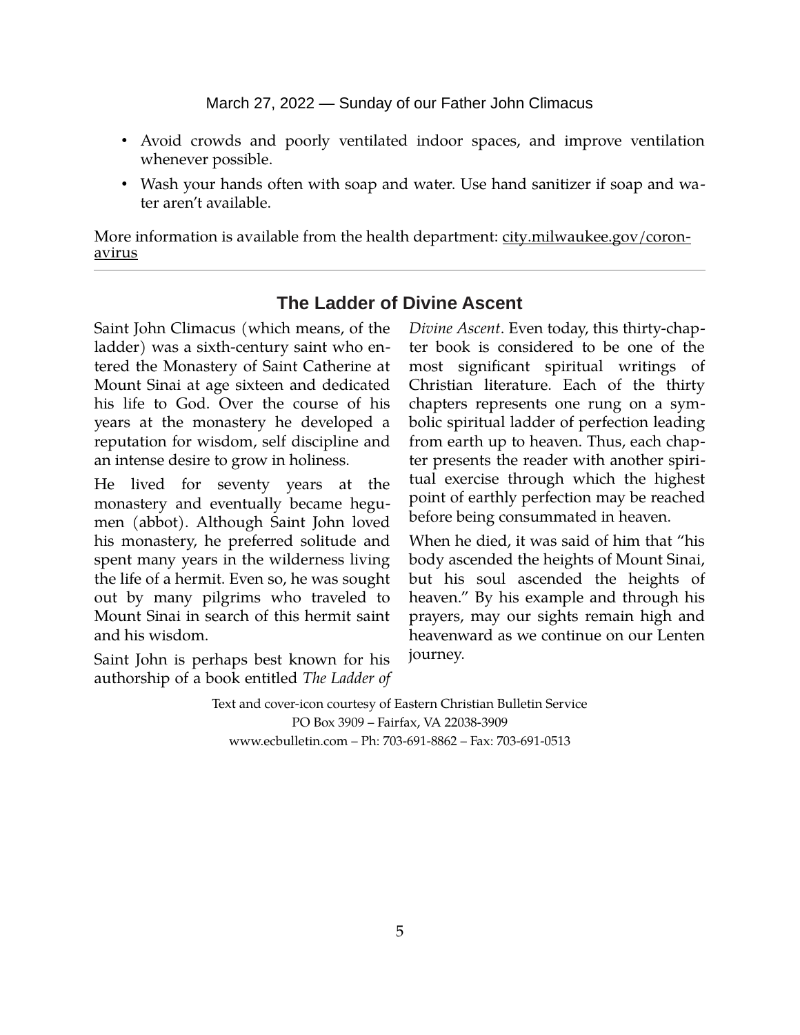- Avoid crowds and poorly ventilated indoor spaces, and improve ventilation whenever possible.
- Wash your hands often with soap and water. Use hand sanitizer if soap and water aren't available.

More information is available from the health department: city.milwaukee.gov/coronavirus

---

## The Ladder of Divine Ascent

Saint John Climacus (which means, of the ladder) was a sixth-century saint who entered the Monastery of Saint Catherine at Mount Sinai at age sixteen and dedicated his life to God. Over the course of his years at the monastery he developed a reputation for wisdom, self discipline and an intense desire to grow in holiness.

He lived for seventy years at the monastery and eventually became hegumen (abbot). Although Saint John loved his monastery, he preferred solitude and spent many years in the wilderness living the life of a hermit. Even so, he was sought out by many pilgrims who traveled to Mount Sinai in search of this hermit saint and his wisdom.

Saint John is perhaps best known for his authorship of a book entitled *The Ladder of Divine Ascent*. Even today, this thirty-chapter book is considered to be one of the most significant spiritual writings of Christian literature. Each of the thirty chapters represents one rung on a symbolic spiritual ladder of perfection leading from earth up to heaven. Thus, each chapter presents the reader with another spiritual exercise through which the highest point of earthly perfection may be reached before being consummated in heaven.

When he died, it was said of him that "his body ascended the heights of Mount Sinai, but his soul ascended the heights of heaven." By his example and through his prayers, may our sights remain high and heavenward as we continue on our Lenten journey.

Text and cover-icon courtesy of Eastern Christian Bulletin Service
PO Box 3909 – Fairfax, VA 22038-3909
www.ecbulletin.com – Ph: 703-691-8862 – Fax: 703-691-0513